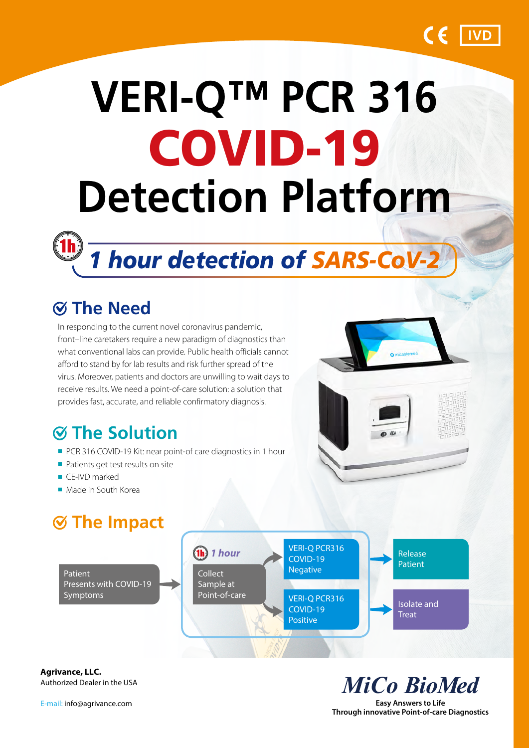CE IVD

# VERI-Q™ PCR 316 COVID-19 Detection Platform

## *1 hour detection of SARS-CoV-2*

## The Need

In responding to the current novel coronavirus pandemic, front–line caretakers require a new paradigm of diagnostics than what conventional labs can provide. Public health officials cannot afford to stand by for lab results and risk further spread of the virus. Moreover, patients and doctors are unwilling to wait days to receive results. We need a point-of-care solution: a solution that provides fast, accurate, and reliable confirmatory diagnosis.

## The Solution

- PCR 316 COVID-19 Kit: near point-of care diagnostics in 1 hour
- Patients get test results on site
- CE-IVD marked
- Made in South Korea

## The Impact

Patient Presents with COVID-19 Symptoms → *1 hour* Collect Sample at Point-of-care →
- VERI-Q PCR316 COVID-19 Negative → Release Patient
- VERI-Q PCR316 COVID-19 Positive → Isolate and Treat

**Agrivance, LLC.**
Authorized Dealer in the USA

E-mail: info@agrivance.com

**MiCo BioMed**
**Easy Answers to Life**
**Through innovative Point-of-care Diagnostics**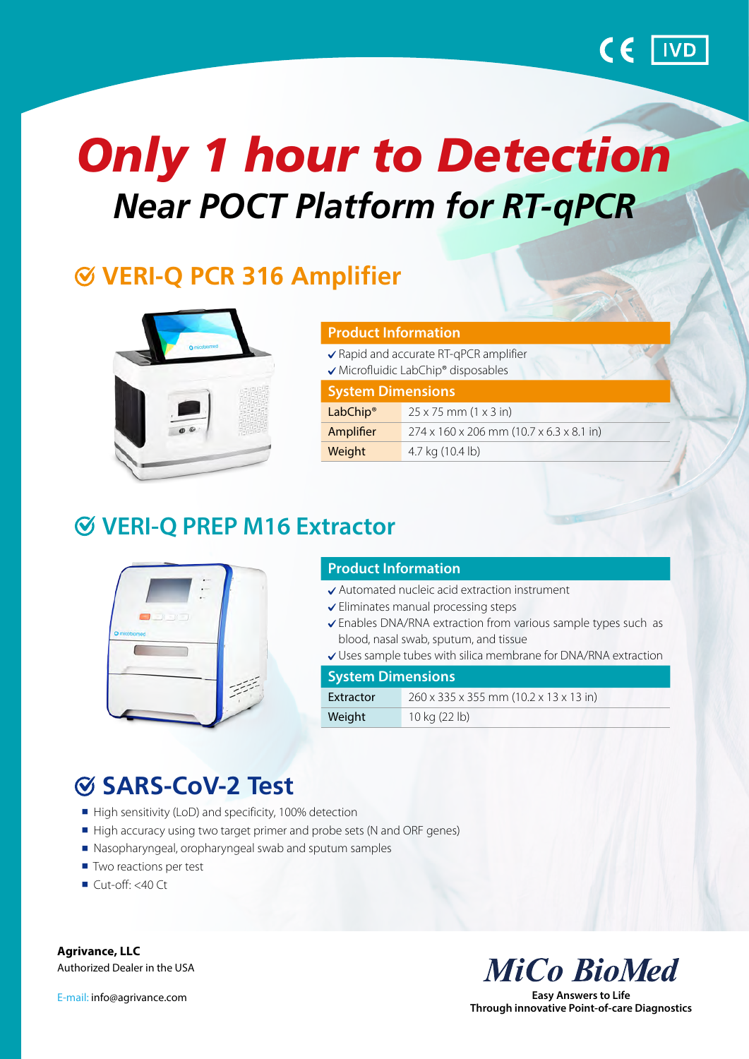CE IVD

# *Only 1 hour to Detection*

## *Near POCT Platform for RT-qPCR*

## VERI-Q PCR 316 Amplifier

**Product Information**

- Rapid and accurate RT-qPCR amplifier
- Microfluidic LabChip® disposables

| System Dimensions | |
|---|---|
| LabChip® | 25 x 75 mm (1 x 3 in) |
| Amplifier | 274 x 160 x 206 mm (10.7 x 6.3 x 8.1 in) |
| Weight | 4.7 kg (10.4 lb) |

## VERI-Q PREP M16 Extractor

**Product Information**

- Automated nucleic acid extraction instrument
- Eliminates manual processing steps
- Enables DNA/RNA extraction from various sample types such as blood, nasal swab, sputum, and tissue
- Uses sample tubes with silica membrane for DNA/RNA extraction

| System Dimensions | |
|---|---|
| Extractor | 260 x 335 x 355 mm (10.2 x 13 x 13 in) |
| Weight | 10 kg (22 lb) |

## SARS-CoV-2 Test

- High sensitivity (LoD) and specificity, 100% detection
- High accuracy using two target primer and probe sets (N and ORF genes)
- Nasopharyngeal, oropharyngeal swab and sputum samples
- Two reactions per test
- Cut-off: <40 Ct

**Agrivance, LLC**
Authorized Dealer in the USA

E-mail: info@agrivance.com

**MiCo BioMed**
**Easy Answers to Life**
**Through innovative Point-of-care Diagnostics**